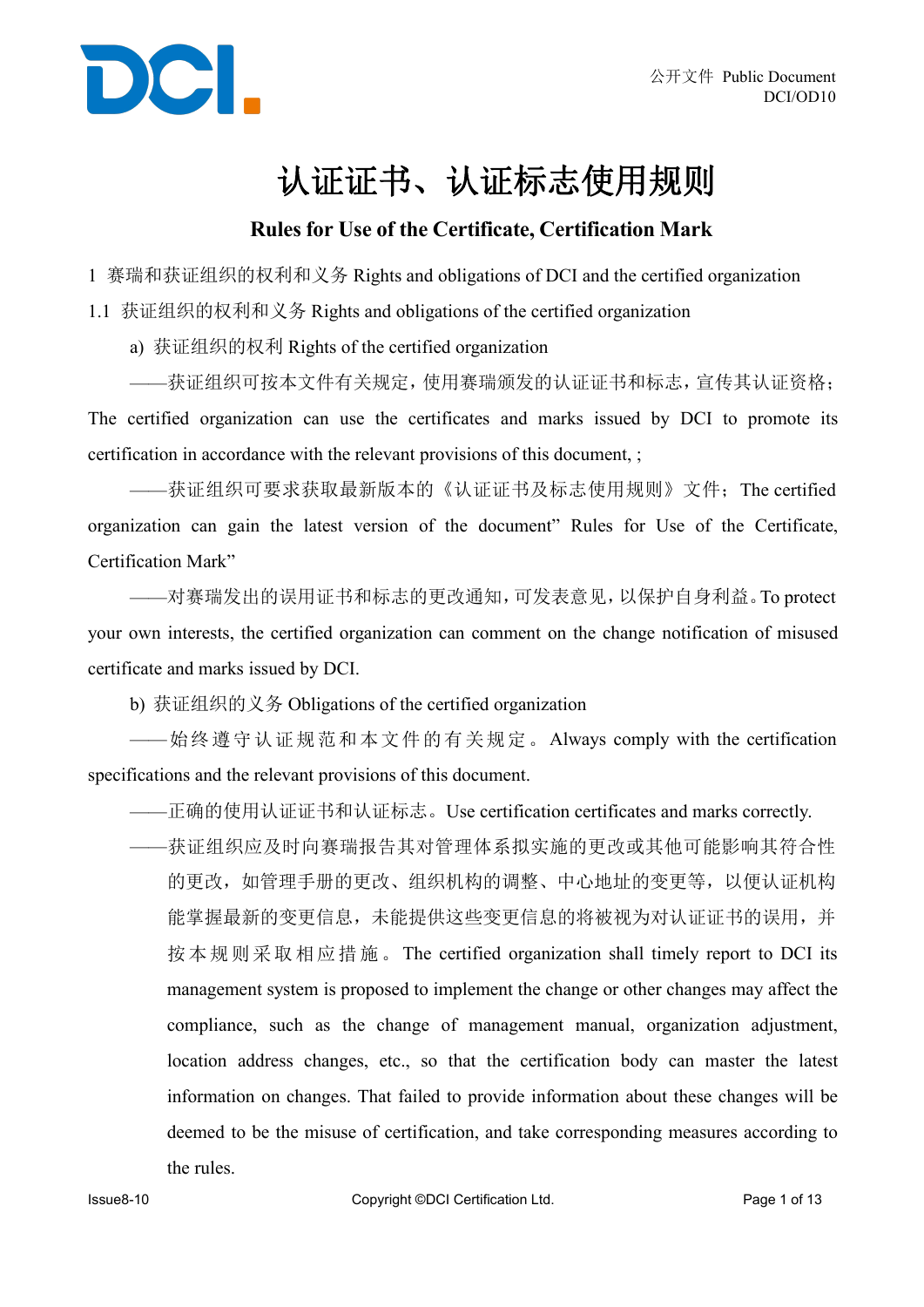# 认证证书、认证标志使用规则

## Rules for Use of the Certificate, Certification Mark

1 赛瑞和获证组织的权利和义务 Rights and obligations of DCI and the certified organization

1.1 获证组织的权利和义务 Rights and obligations of the certified organization

a) 获证组织的权利 Rights of the certified organization

——获证组织可按本文件有关规定，使用赛瑞颁发的认证证书和标志，宣传其认证资格；The certified organization can use the certificates and marks issued by DCI to promote its certification in accordance with the relevant provisions of this document, ;

——获证组织可要求获取最新版本的《认证证书及标志使用规则》文件；The certified organization can gain the latest version of the document" Rules for Use of the Certificate, Certification Mark"

——对赛瑞发出的误用证书和标志的更改通知，可发表意见，以保护自身利益。To protect your own interests, the certified organization can comment on the change notification of misused certificate and marks issued by DCI.

b) 获证组织的义务 Obligations of the certified organization

——始终遵守认证规范和本文件的有关规定。Always comply with the certification specifications and the relevant provisions of this document.

——正确的使用认证证书和认证标志。Use certification certificates and marks correctly.

——获证组织应及时向赛瑞报告其对管理体系拟实施的更改或其他可能影响其符合性的更改，如管理手册的更改、组织机构的调整、中心地址的变更等，以便认证机构能掌握最新的变更信息，未能提供这些变更信息的将被视为对认证证书的误用，并按本规则采取相应措施。The certified organization shall timely report to DCI its management system is proposed to implement the change or other changes may affect the compliance, such as the change of management manual, organization adjustment, location address changes, etc., so that the certification body can master the latest information on changes. That failed to provide information about these changes will be deemed to be the misuse of certification, and take corresponding measures according to the rules.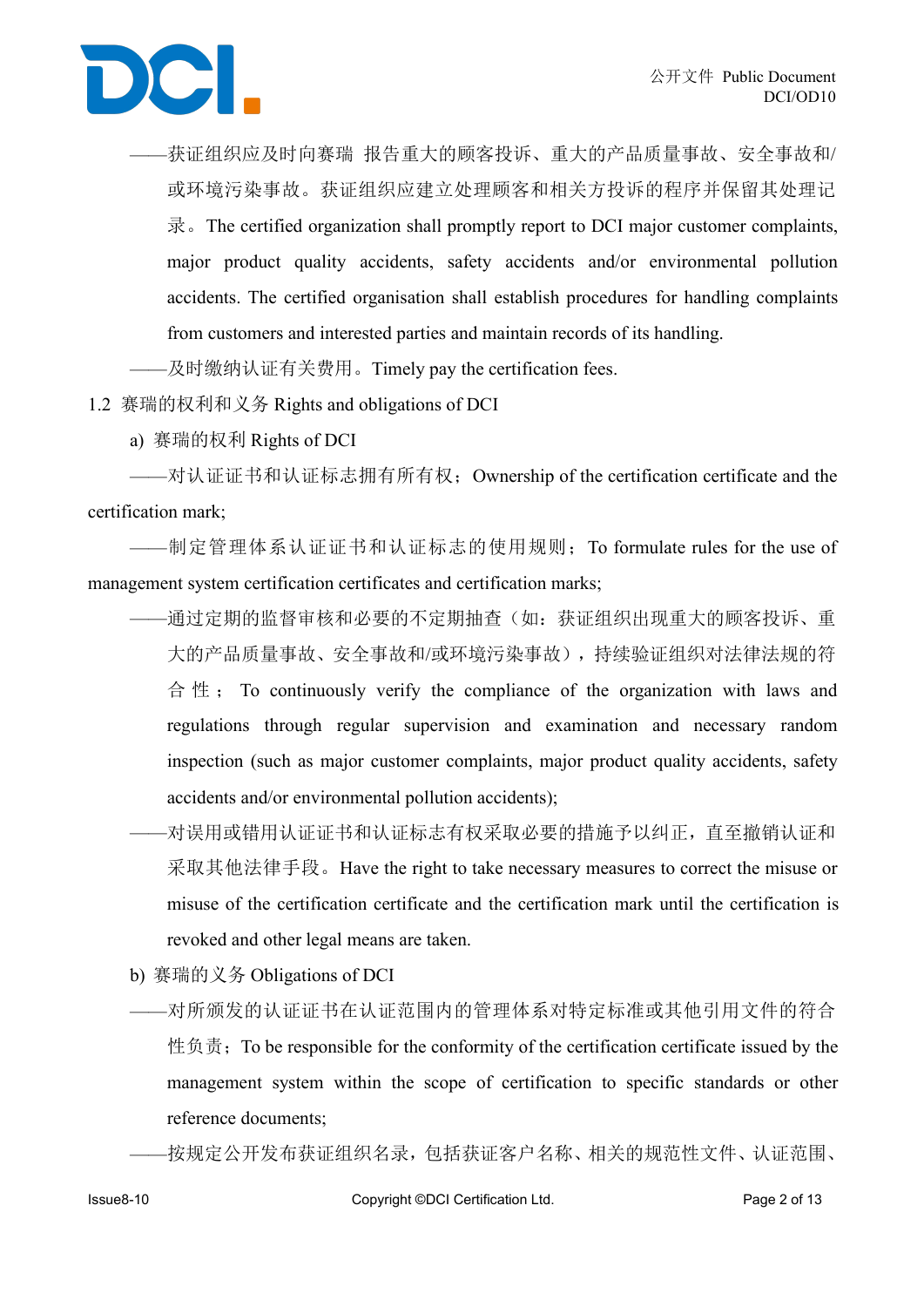——获证组织应及时向赛瑞 报告重大的顾客投诉、重大的产品质量事故、安全事故和/或环境污染事故。获证组织应建立处理顾客和相关方投诉的程序并保留其处理记录。The certified organization shall promptly report to DCI major customer complaints, major product quality accidents, safety accidents and/or environmental pollution accidents. The certified organisation shall establish procedures for handling complaints from customers and interested parties and maintain records of its handling.

——及时缴纳认证有关费用。Timely pay the certification fees.

1.2 赛瑞的权利和义务 Rights and obligations of DCI

a) 赛瑞的权利 Rights of DCI

——对认证证书和认证标志拥有所有权；Ownership of the certification certificate and the certification mark;

——制定管理体系认证证书和认证标志的使用规则；To formulate rules for the use of management system certification certificates and certification marks;

——通过定期的监督审核和必要的不定期抽查（如：获证组织出现重大的顾客投诉、重大的产品质量事故、安全事故和/或环境污染事故），持续验证组织对法律法规的符合性；To continuously verify the compliance of the organization with laws and regulations through regular supervision and examination and necessary random inspection (such as major customer complaints, major product quality accidents, safety accidents and/or environmental pollution accidents);

——对误用或错用认证证书和认证标志有权采取必要的措施予以纠正，直至撤销认证和采取其他法律手段。Have the right to take necessary measures to correct the misuse or misuse of the certification certificate and the certification mark until the certification is revoked and other legal means are taken.

b) 赛瑞的义务 Obligations of DCI

——对所颁发的认证证书在认证范围内的管理体系对特定标准或其他引用文件的符合性负责；To be responsible for the conformity of the certification certificate issued by the management system within the scope of certification to specific standards or other reference documents;

——按规定公开发布获证组织名录，包括获证客户名称、相关的规范性文件、认证范围、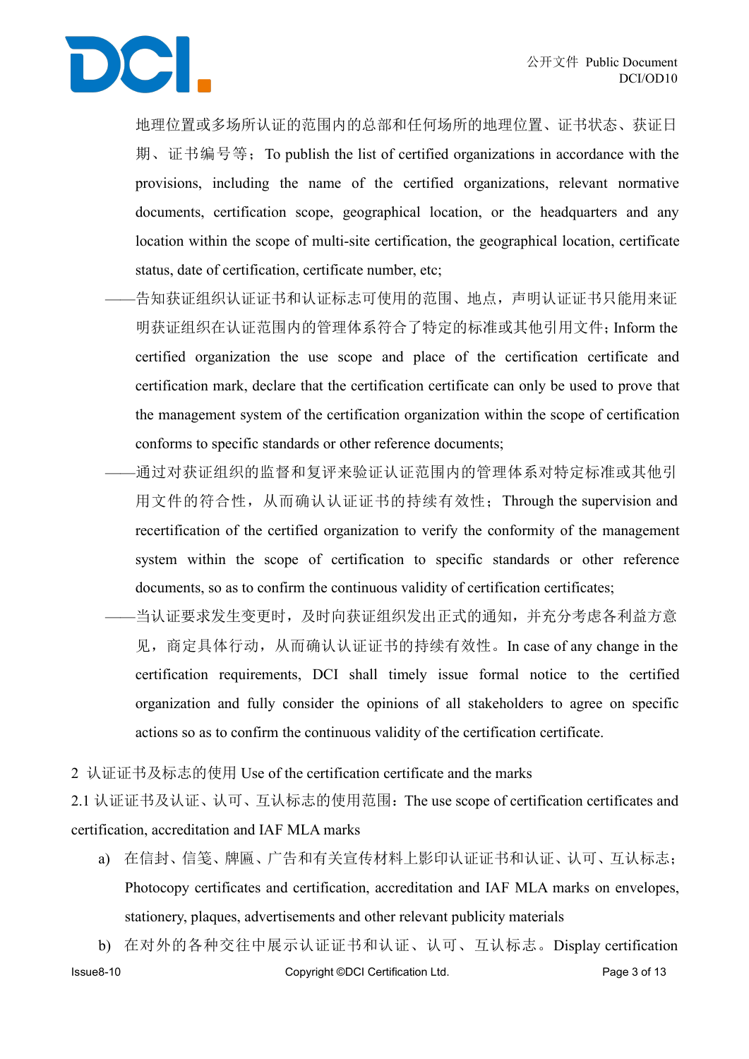地理位置或多场所认证的范围内的总部和任何场所的地理位置、证书状态、获证日期、证书编号等；To publish the list of certified organizations in accordance with the provisions, including the name of the certified organizations, relevant normative documents, certification scope, geographical location, or the headquarters and any location within the scope of multi-site certification, the geographical location, certificate status, date of certification, certificate number, etc;

——告知获证组织认证证书和认证标志可使用的范围、地点，声明认证证书只能用来证明获证组织在认证范围内的管理体系符合了特定的标准或其他引用文件；Inform the certified organization the use scope and place of the certification certificate and certification mark, declare that the certification certificate can only be used to prove that the management system of the certification organization within the scope of certification conforms to specific standards or other reference documents;

——通过对获证组织的监督和复评来验证认证范围内的管理体系对特定标准或其他引用文件的符合性，从而确认认证证书的持续有效性；Through the supervision and recertification of the certified organization to verify the conformity of the management system within the scope of certification to specific standards or other reference documents, so as to confirm the continuous validity of certification certificates;

——当认证要求发生变更时，及时向获证组织发出正式的通知，并充分考虑各利益方意见，商定具体行动，从而确认认证证书的持续有效性。In case of any change in the certification requirements, DCI shall timely issue formal notice to the certified organization and fully consider the opinions of all stakeholders to agree on specific actions so as to confirm the continuous validity of the certification certificate.

## 2 认证证书及标志的使用 Use of the certification certificate and the marks

### 2.1 认证证书及认证、认可、互认标志的使用范围：The use scope of certification certificates and certification, accreditation and IAF MLA marks

a) 在信封、信笺、牌匾、广告和有关宣传材料上影印认证证书和认证、认可、互认标志；Photocopy certificates and certification, accreditation and IAF MLA marks on envelopes, stationery, plaques, advertisements and other relevant publicity materials

b) 在对外的各种交往中展示认证证书和认证、认可、互认标志。Display certification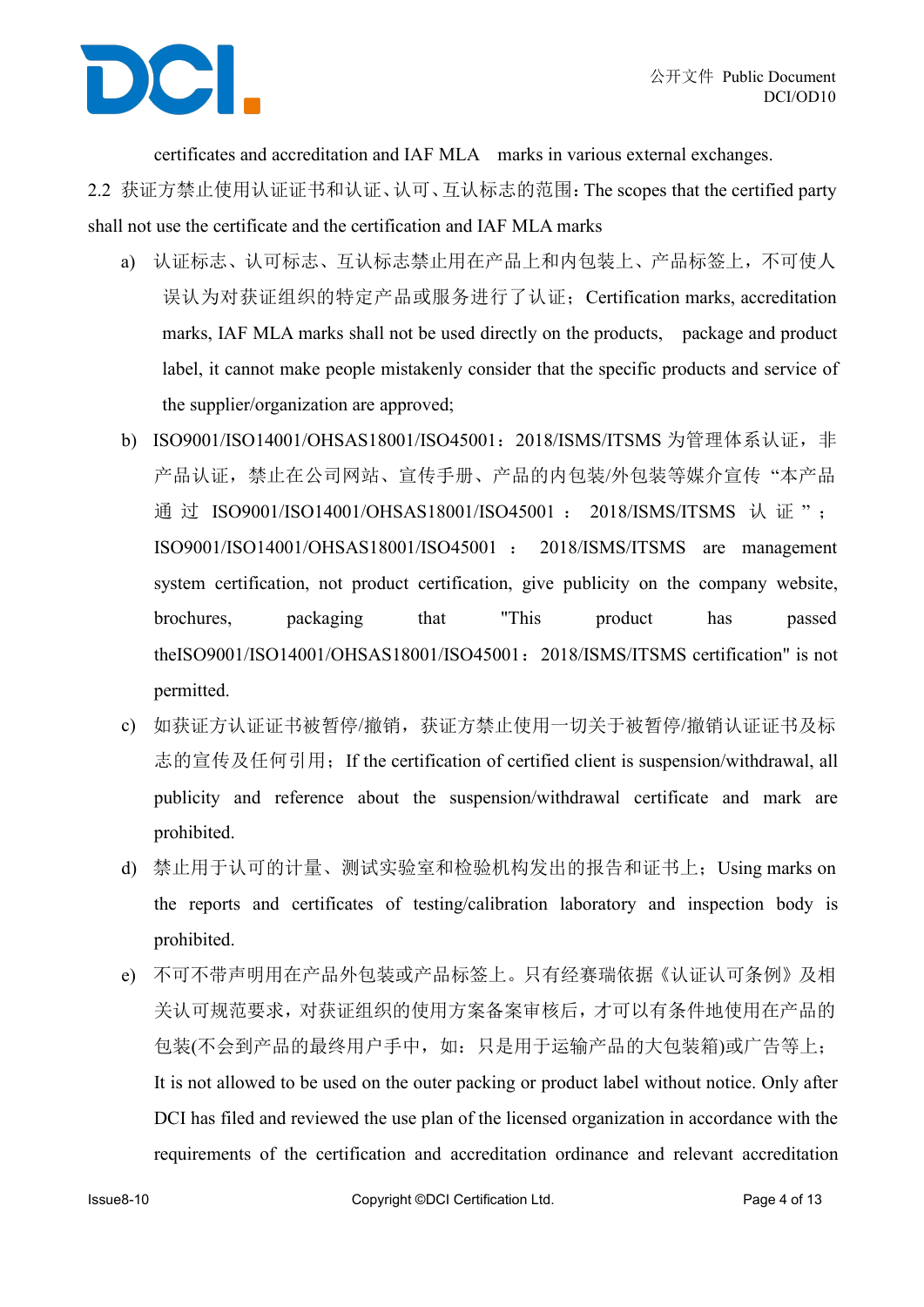certificates and accreditation and IAF MLA marks in various external exchanges.

2.2 获证方禁止使用认证证书和认证、认可、互认标志的范围：The scopes that the certified party shall not use the certificate and the certification and IAF MLA marks

a) 认证标志、认可标志、互认标志禁止用在产品上和内包装上、产品标签上，不可使人误认为对获证组织的特定产品或服务进行了认证；Certification marks, accreditation marks, IAF MLA marks shall not be used directly on the products, package and product label, it cannot make people mistakenly consider that the specific products and service of the supplier/organization are approved;

b) ISO9001/ISO14001/OHSAS18001/ISO45001：2018/ISMS/ITSMS 为管理体系认证，非产品认证，禁止在公司网站、宣传手册、产品的内包装/外包装等媒介宣传“本产品通过 ISO9001/ISO14001/OHSAS18001/ISO45001：2018/ISMS/ITSMS 认证”；ISO9001/ISO14001/OHSAS18001/ISO45001：2018/ISMS/ITSMS are management system certification, not product certification, give publicity on the company website, brochures, packaging that "This product has passed theISO9001/ISO14001/OHSAS18001/ISO45001：2018/ISMS/ITSMS certification" is not permitted.

c) 如获证方认证证书被暂停/撤销，获证方禁止使用一切关于被暂停/撤销认证证书及标志的宣传及任何引用；If the certification of certified client is suspension/withdrawal, all publicity and reference about the suspension/withdrawal certificate and mark are prohibited.

d) 禁止用于认可的计量、测试实验室和检验机构发出的报告和证书上；Using marks on the reports and certificates of testing/calibration laboratory and inspection body is prohibited.

e) 不可不带声明用在产品外包装或产品标签上。只有经赛瑞依据《认证认可条例》及相关认可规范要求，对获证组织的使用方案备案审核后，才可以有条件地使用在产品的包装(不会到产品的最终用户手中，如：只是用于运输产品的大包装箱)或广告等上；It is not allowed to be used on the outer packing or product label without notice. Only after DCI has filed and reviewed the use plan of the licensed organization in accordance with the requirements of the certification and accreditation ordinance and relevant accreditation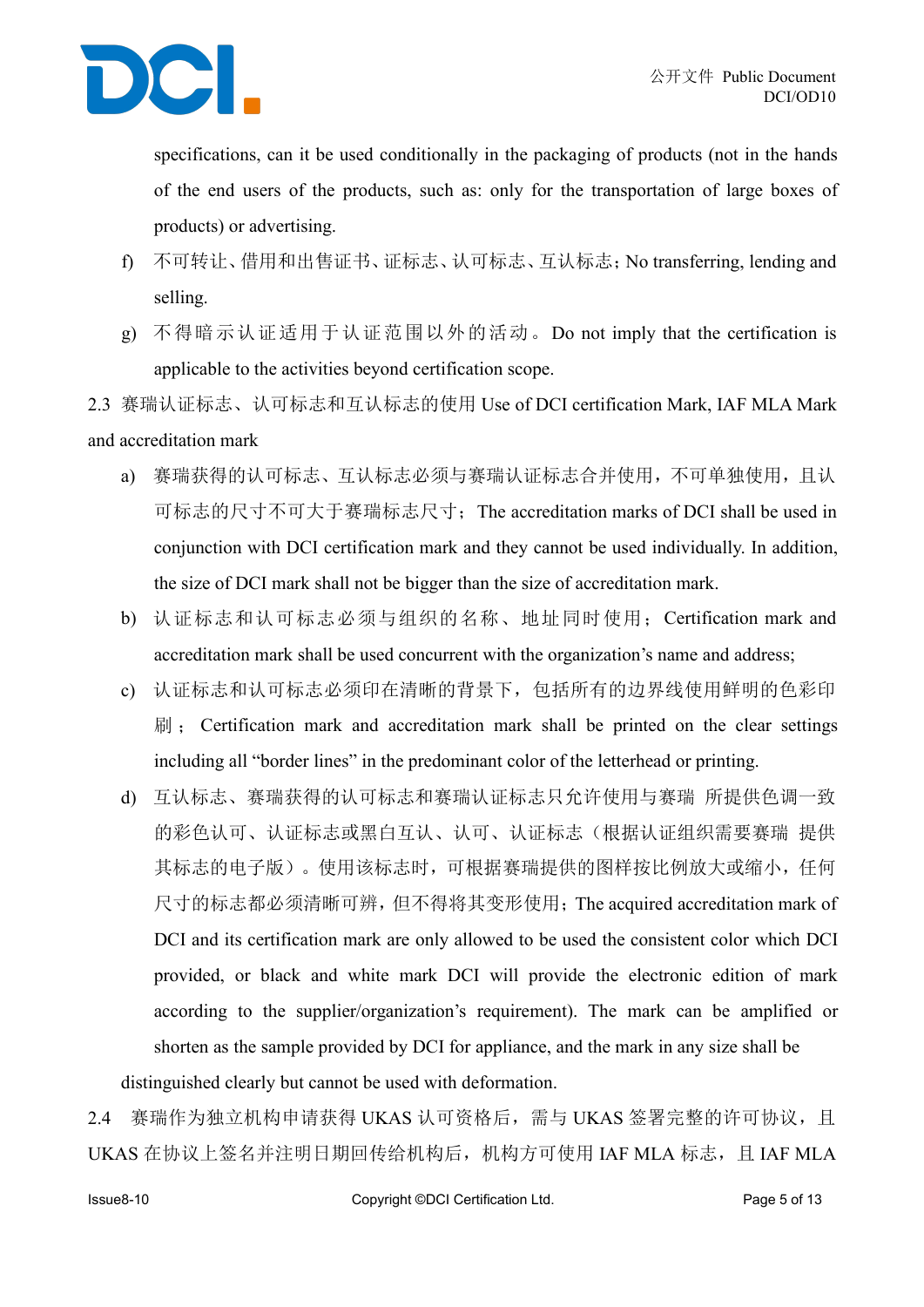specifications, can it be used conditionally in the packaging of products (not in the hands of the end users of the products, such as: only for the transportation of large boxes of products) or advertising.

f) 不可转让、借用和出售证书、证标志、认可标志、互认标志；No transferring, lending and selling.

g) 不得暗示认证适用于认证范围以外的活动。Do not imply that the certification is applicable to the activities beyond certification scope.

2.3 赛瑞认证标志、认可标志和互认标志的使用 Use of DCI certification Mark, IAF MLA Mark and accreditation mark

a) 赛瑞获得的认可标志、互认标志必须与赛瑞认证标志合并使用，不可单独使用，且认可标志的尺寸不可大于赛瑞标志尺寸；The accreditation marks of DCI shall be used in conjunction with DCI certification mark and they cannot be used individually. In addition, the size of DCI mark shall not be bigger than the size of accreditation mark.

b) 认证标志和认可标志必须与组织的名称、地址同时使用；Certification mark and accreditation mark shall be used concurrent with the organization’s name and address;

c) 认证标志和认可标志必须印在清晰的背景下，包括所有的边界线使用鲜明的色彩印刷；Certification mark and accreditation mark shall be printed on the clear settings including all “border lines” in the predominant color of the letterhead or printing.

d) 互认标志、赛瑞获得的认可标志和赛瑞认证标志只允许使用与赛瑞 所提供色调一致的彩色认可、认证标志或黑白互认、认可、认证标志（根据认证组织需要赛瑞 提供其标志的电子版）。使用该标志时，可根据赛瑞提供的图样按比例放大或缩小，任何尺寸的标志都必须清晰可辨，但不得将其变形使用；The acquired accreditation mark of DCI and its certification mark are only allowed to be used the consistent color which DCI provided, or black and white mark DCI will provide the electronic edition of mark according to the supplier/organization’s requirement). The mark can be amplified or shorten as the sample provided by DCI for appliance, and the mark in any size shall be distinguished clearly but cannot be used with deformation.

2.4 赛瑞作为独立机构申请获得 UKAS 认可资格后，需与 UKAS 签署完整的许可协议，且 UKAS 在协议上签名并注明日期回传给机构后，机构方可使用 IAF MLA 标志，且 IAF MLA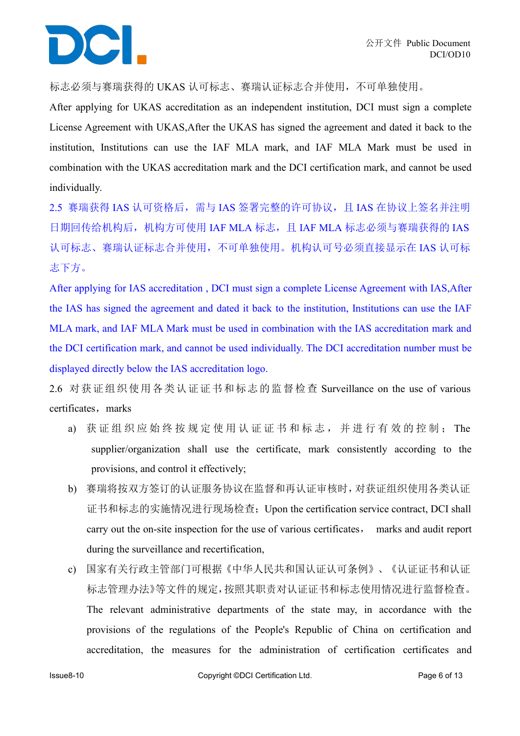标志必须与赛瑞获得的 UKAS 认可标志、赛瑞认证标志合并使用，不可单独使用。

After applying for UKAS accreditation as an independent institution, DCI must sign a complete License Agreement with UKAS,After the UKAS has signed the agreement and dated it back to the institution, Institutions can use the IAF MLA mark, and IAF MLA Mark must be used in combination with the UKAS accreditation mark and the DCI certification mark, and cannot be used individually.

2.5 赛瑞获得 IAS 认可资格后，需与 IAS 签署完整的许可协议，且 IAS 在协议上签名并注明日期回传给机构后，机构方可使用 IAF MLA 标志，且 IAF MLA 标志必须与赛瑞获得的 IAS 认可标志、赛瑞认证标志合并使用，不可单独使用。机构认可号必须直接显示在 IAS 认可标志下方。

After applying for IAS accreditation , DCI must sign a complete License Agreement with IAS,After the IAS has signed the agreement and dated it back to the institution, Institutions can use the IAF MLA mark, and IAF MLA Mark must be used in combination with the IAS accreditation mark and the DCI certification mark, and cannot be used individually. The DCI accreditation number must be displayed directly below the IAS accreditation logo.

2.6 对获证组织使用各类认证证书和标志的监督检查 Surveillance on the use of various certificates，marks

a) 获证组织应始终按规定使用认证证书和标志，并进行有效的控制；The supplier/organization shall use the certificate, mark consistently according to the provisions, and control it effectively;

b) 赛瑞将按双方签订的认证服务协议在监督和再认证审核时，对获证组织使用各类认证证书和标志的实施情况进行现场检查；Upon the certification service contract, DCI shall carry out the on-site inspection for the use of various certificates， marks and audit report during the surveillance and recertification,

c) 国家有关行政主管部门可根据《中华人民共和国认证认可条例》、《认证证书和认证标志管理办法》等文件的规定，按照其职责对认证证书和标志使用情况进行监督检查。The relevant administrative departments of the state may, in accordance with the provisions of the regulations of the People's Republic of China on certification and accreditation, the measures for the administration of certification certificates and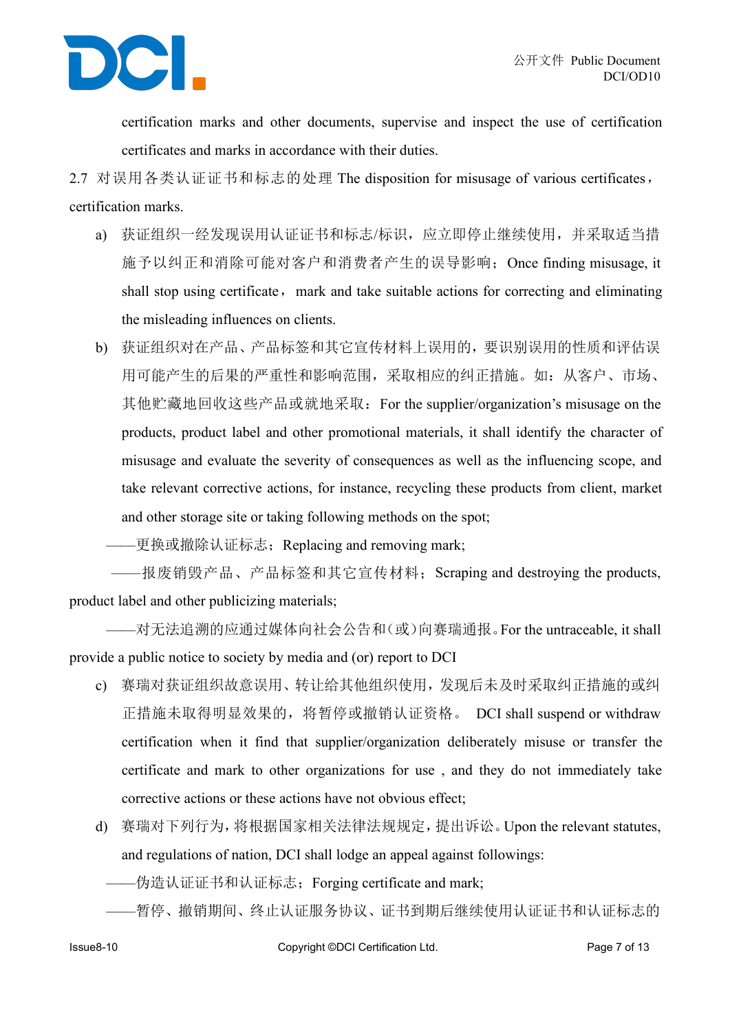certification marks and other documents, supervise and inspect the use of certification certificates and marks in accordance with their duties.

2.7 对误用各类认证证书和标志的处理 The disposition for misusage of various certificates，certification marks.

a) 获证组织一经发现误用认证证书和标志/标识，应立即停止继续使用，并采取适当措施予以纠正和消除可能对客户和消费者产生的误导影响；Once finding misusage, it shall stop using certificate， mark and take suitable actions for correcting and eliminating the misleading influences on clients.

b) 获证组织对在产品、产品标签和其它宣传材料上误用的，要识别误用的性质和评估误用可能产生的后果的严重性和影响范围，采取相应的纠正措施。如：从客户、市场、其他贮藏地回收这些产品或就地采取：For the supplier/organization's misusage on the products, product label and other promotional materials, it shall identify the character of misusage and evaluate the severity of consequences as well as the influencing scope, and take relevant corrective actions, for instance, recycling these products from client, market and other storage site or taking following methods on the spot;

——更换或撤除认证标志；Replacing and removing mark;

——报废销毁产品、产品标签和其它宣传材料；Scraping and destroying the products, product label and other publicizing materials;

——对无法追溯的应通过媒体向社会公告和（或）向赛瑞通报。For the untraceable, it shall provide a public notice to society by media and (or) report to DCI

c) 赛瑞对获证组织故意误用、转让给其他组织使用，发现后未及时采取纠正措施的或纠正措施未取得明显效果的，将暂停或撤销认证资格。 DCI shall suspend or withdraw certification when it find that supplier/organization deliberately misuse or transfer the certificate and mark to other organizations for use , and they do not immediately take corrective actions or these actions have not obvious effect;

d) 赛瑞对下列行为，将根据国家相关法律法规规定，提出诉讼。Upon the relevant statutes, and regulations of nation, DCI shall lodge an appeal against followings:

——伪造认证证书和认证标志；Forging certificate and mark;

——暂停、撤销期间、终止认证服务协议、证书到期后继续使用认证证书和认证标志的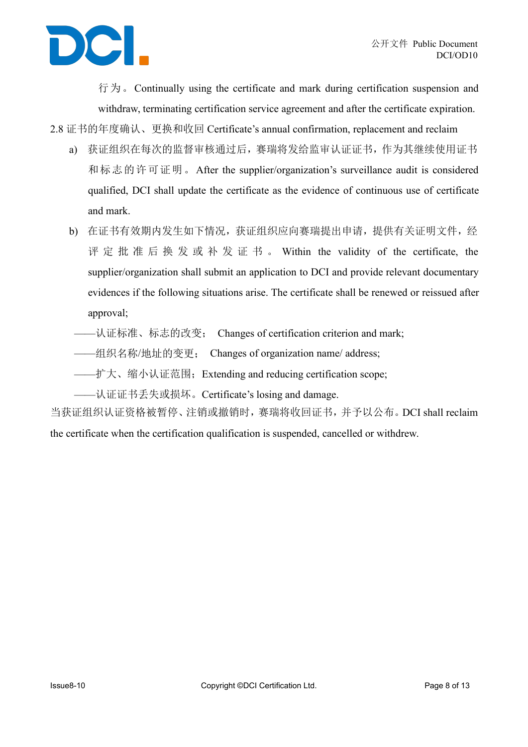行为。Continually using the certificate and mark during certification suspension and withdraw, terminating certification service agreement and after the certificate expiration.

2.8 证书的年度确认、更换和收回 Certificate's annual confirmation, replacement and reclaim

a) 获证组织在每次的监督审核通过后，赛瑞将发给监审认证证书，作为其继续使用证书和标志的许可证明。After the supplier/organization's surveillance audit is considered qualified, DCI shall update the certificate as the evidence of continuous use of certificate and mark.

b) 在证书有效期内发生如下情况，获证组织应向赛瑞提出申请，提供有关证明文件，经评定批准后换发或补发证书。Within the validity of the certificate, the supplier/organization shall submit an application to DCI and provide relevant documentary evidences if the following situations arise. The certificate shall be renewed or reissued after approval;

——认证标准、标志的改变； Changes of certification criterion and mark;

——组织名称/地址的变更； Changes of organization name/ address;

——扩大、缩小认证范围；Extending and reducing certification scope;

——认证证书丢失或损坏。Certificate's losing and damage.

当获证组织认证资格被暂停、注销或撤销时，赛瑞将收回证书，并予以公布。DCI shall reclaim the certificate when the certification qualification is suspended, cancelled or withdrew.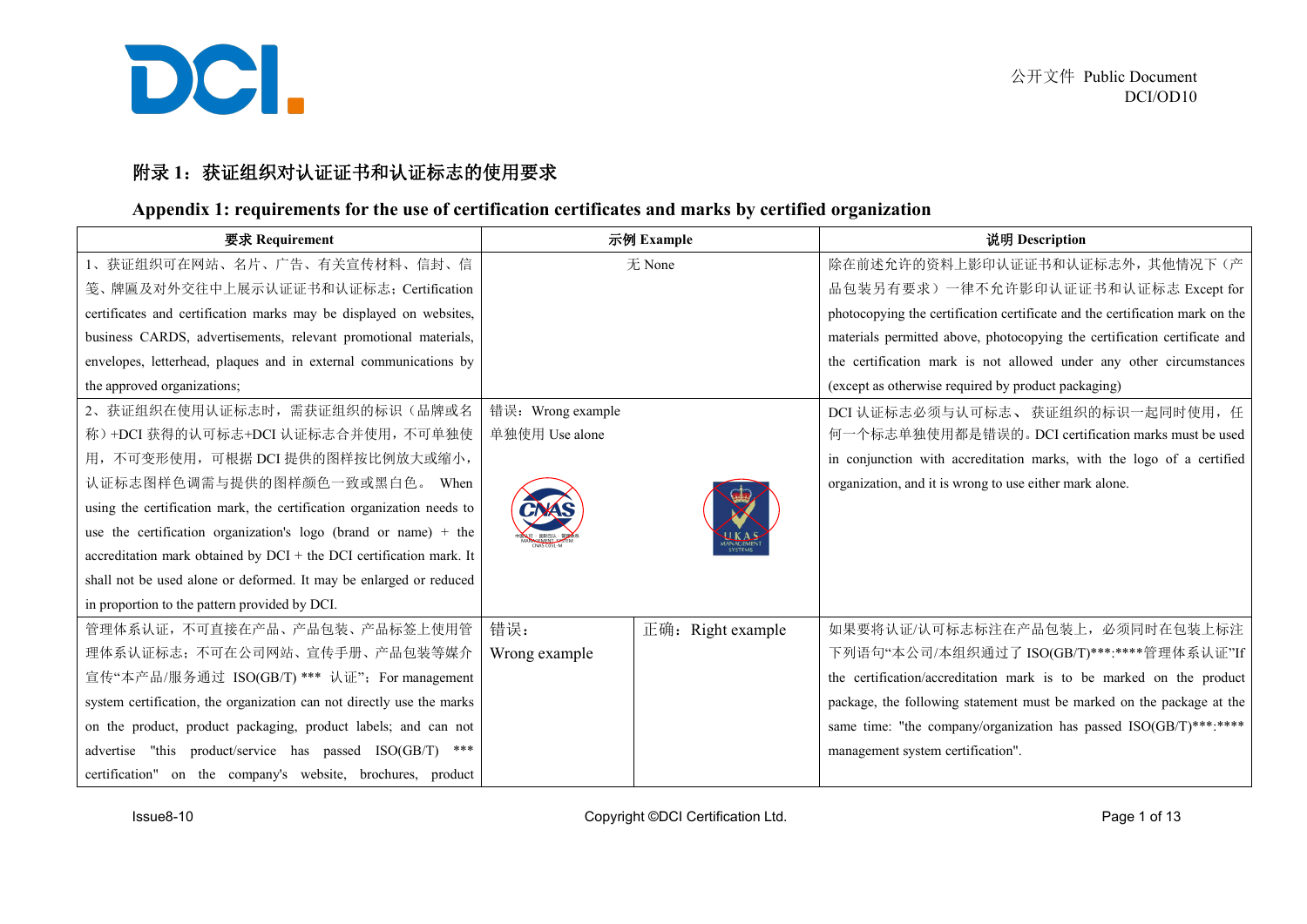## 附录 1：获证组织对认证证书和认证标志的使用要求

## Appendix 1: requirements for the use of certification certificates and marks by certified organization

| 要求 Requirement | 示例 Example | | 说明 Description |
|---|---|---|---|
| 1、获证组织可在网站、名片、广告、有关宣传材料、信封、信笺、牌匾及对外交往中上展示认证证书和认证标志；Certification certificates and certification marks may be displayed on websites, business CARDS, advertisements, relevant promotional materials, envelopes, letterhead, plaques and in external communications by the approved organizations; | 无 None | | 除在前述允许的资料上影印认证证书和认证标志外，其他情况下（产品包装另有要求）一律不允许影印认证证书和认证标志 Except for photocopying the certification certificate and the certification mark on the materials permitted above, photocopying the certification certificate and the certification mark is not allowed under any other circumstances (except as otherwise required by product packaging) |
| 2、获证组织在使用认证标志时，需获证组织的标识（品牌或名称）+DCI 获得的认可标志+DCI 认证标志合并使用，不可单独使用，不可变形使用，可根据 DCI 提供的图样按比例放大或缩小，认证标志图样色调需与提供的图样颜色一致或黑白色。 When using the certification mark, the certification organization needs to use the certification organization's logo (brand or name) + the accreditation mark obtained by DCI + the DCI certification mark. It shall not be used alone or deformed. It may be enlarged or reduced in proportion to the pattern provided by DCI. | 错误：Wrong example<br>单独使用 Use alone | | DCI 认证标志必须与认可标志、 获证组织的标识一起同时使用，任何一个标志单独使用都是错误的。DCI certification marks must be used in conjunction with accreditation marks, with the logo of a certified organization, and it is wrong to use either mark alone. |
| 管理体系认证，不可直接在产品、产品包装、产品标签上使用管理体系认证标志；不可在公司网站、宣传手册、产品包装等媒介宣传"本产品/服务通过 ISO(GB/T) *** 认证"；For management system certification, the organization can not directly use the marks on the product, product packaging, product labels; and can not advertise "this product/service has passed ISO(GB/T) *** certification" on the company's website, brochures, product | 错误：<br>Wrong example | 正确：Right example | 如果要将认证/认可标志标注在产品包装上，必须同时在包装上标注下列语句"本公司/本组织通过了 ISO(GB/T)***:****管理体系认证"If the certification/accreditation mark is to be marked on the product package, the following statement must be marked on the package at the same time: "the company/organization has passed ISO(GB/T)***:**** management system certification". |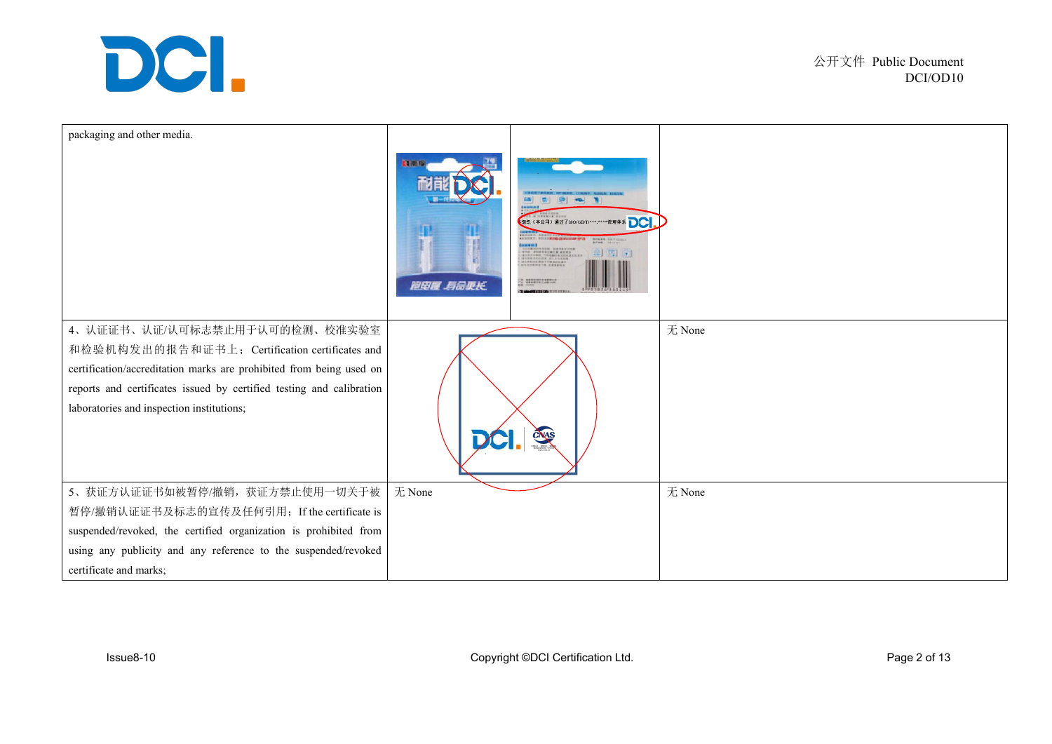| | | |
|---|---|---|
| packaging and other media. | | |
| 4、认证证书、认证/认可标志禁止用于认可的检测、校准实验室和检验机构发出的报告和证书上；Certification certificates and certification/accreditation marks are prohibited from being used on reports and certificates issued by certified testing and calibration laboratories and inspection institutions; | | 无 None |
| 5、获证方认证证书如被暂停/撤销，获证方禁止使用一切关于被暂停/撤销认证证书及标志的宣传及任何引用；If the certificate is suspended/revoked, the certified organization is prohibited from using any publicity and any reference to the suspended/revoked certificate and marks; | 无 None | 无 None |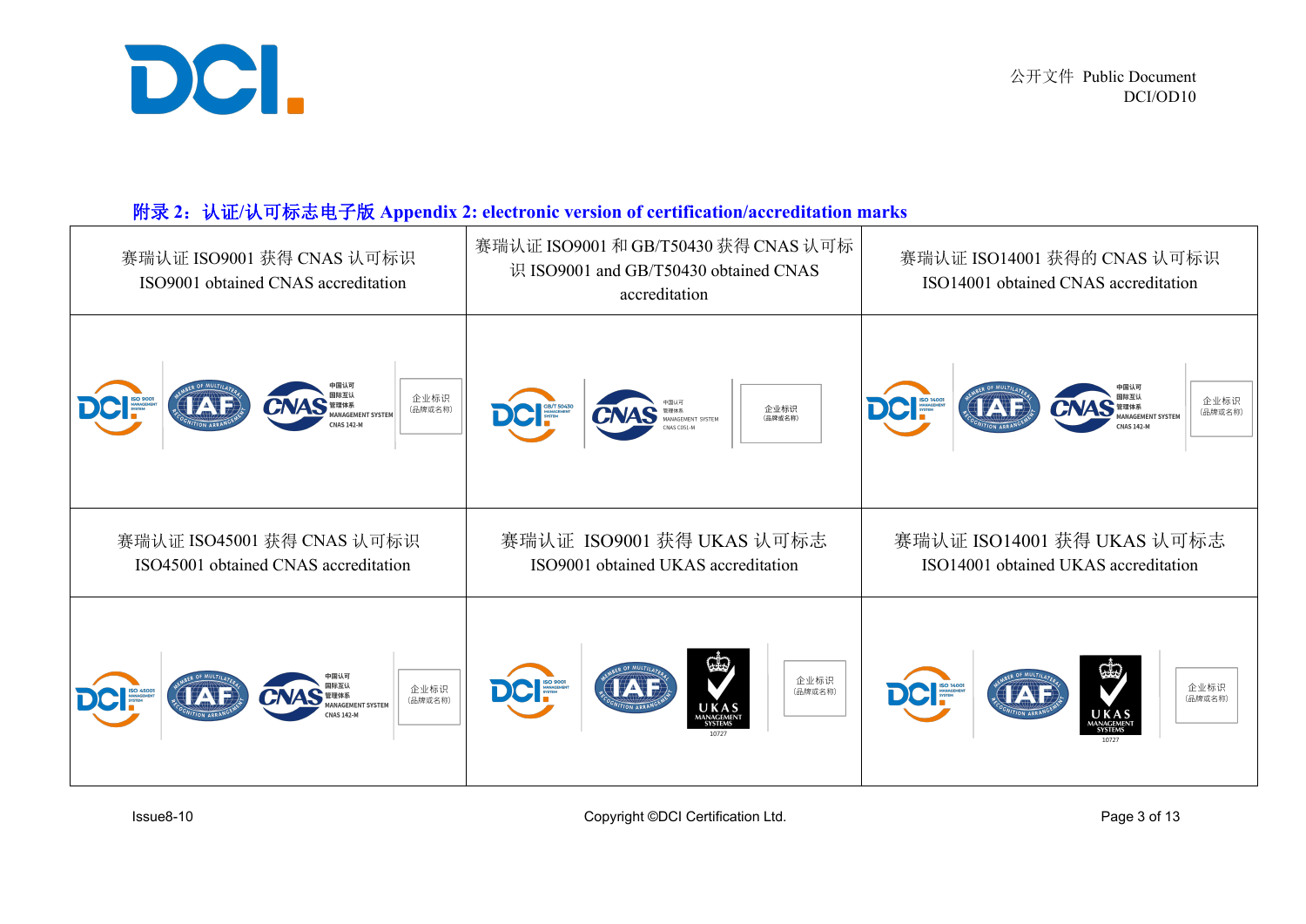## 附录 2：认证/认可标志电子版 Appendix 2: electronic version of certification/accreditation marks

| 赛瑞认证 ISO9001 获得 CNAS 认可标识<br>ISO9001 obtained CNAS accreditation | 赛瑞认证 ISO9001 和 GB/T50430 获得 CNAS 认可标识 ISO9001 and GB/T50430 obtained CNAS accreditation | 赛瑞认证 ISO14001 获得的 CNAS 认可标识<br>ISO14001 obtained CNAS accreditation |
|---|---|---|
| DCI ISO 9001 MANAGEMENT SYSTEM / IAF MEMBER OF MULTILATERAL RECOGNITION ARRANGEMENT / CNAS 中国认可 国际互认 管理体系 MANAGEMENT SYSTEM CNAS 142-M / 企业标识（品牌或名称） | DCI GB/T 50430 MANAGEMENT SYSTEM / CNAS 中国认可 管理体系 MANAGEMENT SYSTEM CNAS C051-M / 企业标识（品牌或名称） | DCI ISO 14001 MANAGEMENT SYSTEM / IAF MEMBER OF MULTILATERAL RECOGNITION ARRANGEMENT / CNAS 中国认可 国际互认 管理体系 MANAGEMENT SYSTEM CNAS 142-M / 企业标识（品牌或名称） |
| 赛瑞认证 ISO45001 获得 CNAS 认可标识<br>ISO45001 obtained CNAS accreditation | 赛瑞认证 ISO9001 获得 UKAS 认可标志<br>ISO9001 obtained UKAS accreditation | 赛瑞认证 ISO14001 获得 UKAS 认可标志<br>ISO14001 obtained UKAS accreditation |
| DCI ISO 45001 MANAGEMENT SYSTEM / IAF MEMBER OF MULTILATERAL RECOGNITION ARRANGEMENT / CNAS 中国认可 国际互认 管理体系 MANAGEMENT SYSTEM CNAS 142-M / 企业标识（品牌或名称） | DCI ISO 9001 MANAGEMENT SYSTEM / IAF MEMBER OF MULTILATERAL RECOGNITION ARRANGEMENT / UKAS MANAGEMENT SYSTEMS 10727 / 企业标识（品牌或名称） | DCI ISO 14001 MANAGEMENT SYSTEM / IAF MEMBER OF MULTILATERAL RECOGNITION ARRANGEMENT / UKAS MANAGEMENT SYSTEMS 10727 / 企业标识（品牌或名称） |

Issue8-10

Copyright ©DCI Certification Ltd.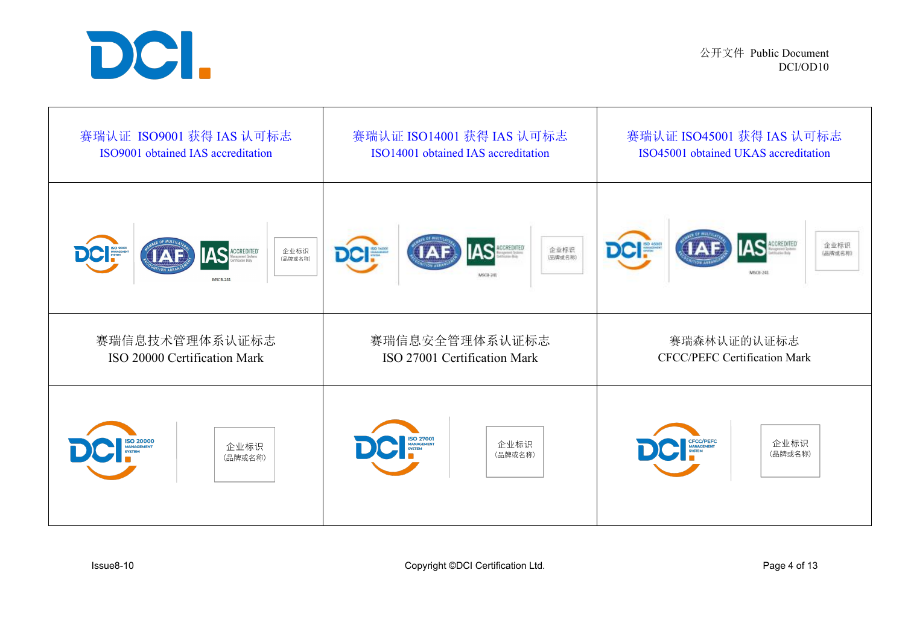| 赛瑞认证 ISO9001 获得 IAS 认可标志<br>ISO9001 obtained IAS accreditation | 赛瑞认证 ISO14001 获得 IAS 认可标志<br>ISO14001 obtained IAS accreditation | 赛瑞认证 ISO45001 获得 IAS 认可标志<br>ISO45001 obtained UKAS accreditation |
|---|---|---|
| DCI ISO 9001 MANAGEMENT SYSTEM / IAF / IAS ACCREDITED MSCB-241 / 企业标识（品牌或名称） | DCI ISO 14001 MANAGEMENT SYSTEM / IAF / IAS ACCREDITED MSCB-241 / 企业标识（品牌或名称） | DCI ISO 45001 MANAGEMENT SYSTEM / IAF / IAS ACCREDITED MSCB-241 / 企业标识（品牌或名称） |
| 赛瑞信息技术管理体系认证标志<br>ISO 20000 Certification Mark | 赛瑞信息安全管理体系认证标志<br>ISO 27001 Certification Mark | 赛瑞森林认证的认证标志<br>CFCC/PEFC Certification Mark |
| DCI ISO 20000 MANAGEMENT SYSTEM / 企业标识（品牌或名称） | DCI ISO 27001 MANAGEMENT SYSTEM / 企业标识（品牌或名称） | DCI CFCC/PEFC MANAGEMENT SYSTEM / 企业标识（品牌或名称） |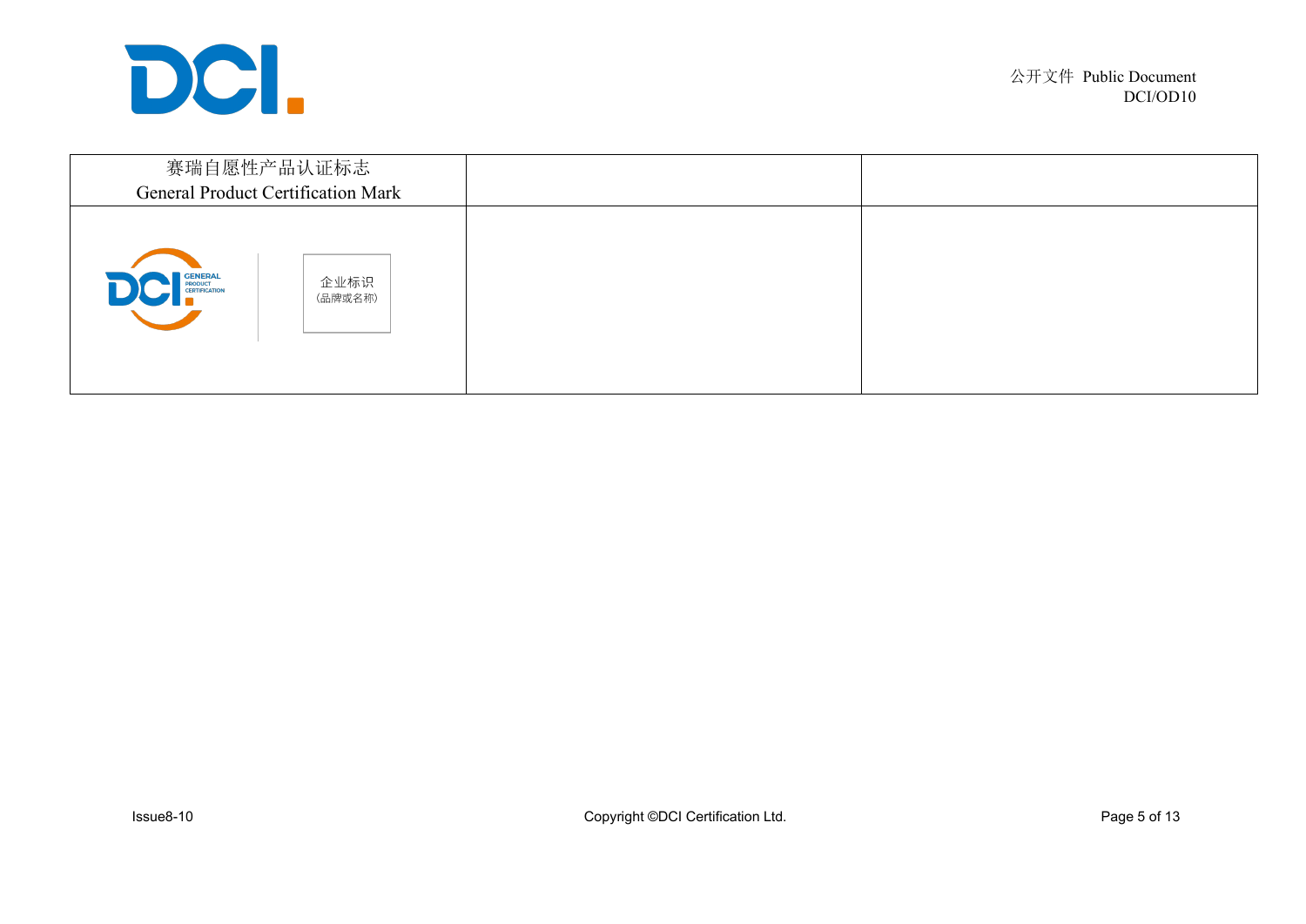| 赛瑞自愿性产品认证标志<br>General Product Certification Mark | | |
| --- | --- | --- |
| 企业标识<br>(品牌或名称) | | |